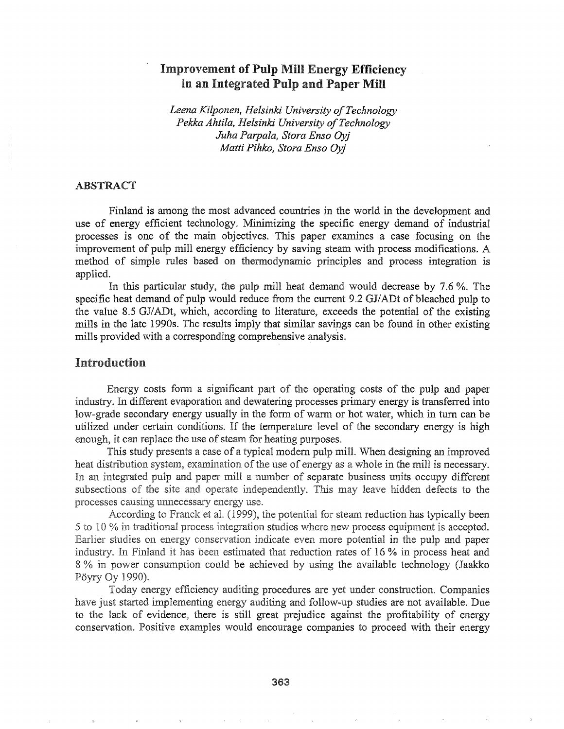# Improvement of Pulp Mill Energy Efficiency in an Integrated Pulp and Paper Mill

*Leena Kilponen, Helsinki University of Technology*
*Pekka Ahtila, Helsinki University of Technology*
*Juha Parpala, Stora Enso Oyj*
*Matti Pihko, Stora Enso Oyj*

## ABSTRACT

Finland is among the most advanced countries in the world in the development and use of energy efficient technology. Minimizing the specific energy demand of industrial processes is one of the main objectives. This paper examines a case focusing on the improvement of pulp mill energy efficiency by saving steam with process modifications. A method of simple rules based on thermodynamic principles and process integration is applied.

In this particular study, the pulp mill heat demand would decrease by 7.6 %. The specific heat demand of pulp would reduce from the current 9.2 GJ/ADt of bleached pulp to the value 8.5 GJ/ADt, which, according to literature, exceeds the potential of the existing mills in the late 1990s. The results imply that similar savings can be found in other existing mills provided with a corresponding comprehensive analysis.

## Introduction

Energy costs form a significant part of the operating costs of the pulp and paper industry. In different evaporation and dewatering processes primary energy is transferred into low-grade secondary energy usually in the form of warm or hot water, which in turn can be utilized under certain conditions. If the temperature level of the secondary energy is high enough, it can replace the use of steam for heating purposes.

This study presents a case of a typical modern pulp mill. When designing an improved heat distribution system, examination of the use of energy as a whole in the mill is necessary. In an integrated pulp and paper mill a number of separate business units occupy different subsections of the site and operate independently. This may leave hidden defects to the processes causing unnecessary energy use.

According to Franck et al. (1999), the potential for steam reduction has typically been 5 to 10 % in traditional process integration studies where new process equipment is accepted. Earlier studies on energy conservation indicate even more potential in the pulp and paper industry. In Finland it has been estimated that reduction rates of 16 % in process heat and 8 % in power consumption could be achieved by using the available technology (Jaakko Pöyry Oy 1990).

Today energy efficiency auditing procedures are yet under construction. Companies have just started implementing energy auditing and follow-up studies are not available. Due to the lack of evidence, there is still great prejudice against the profitability of energy conservation. Positive examples would encourage companies to proceed with their energy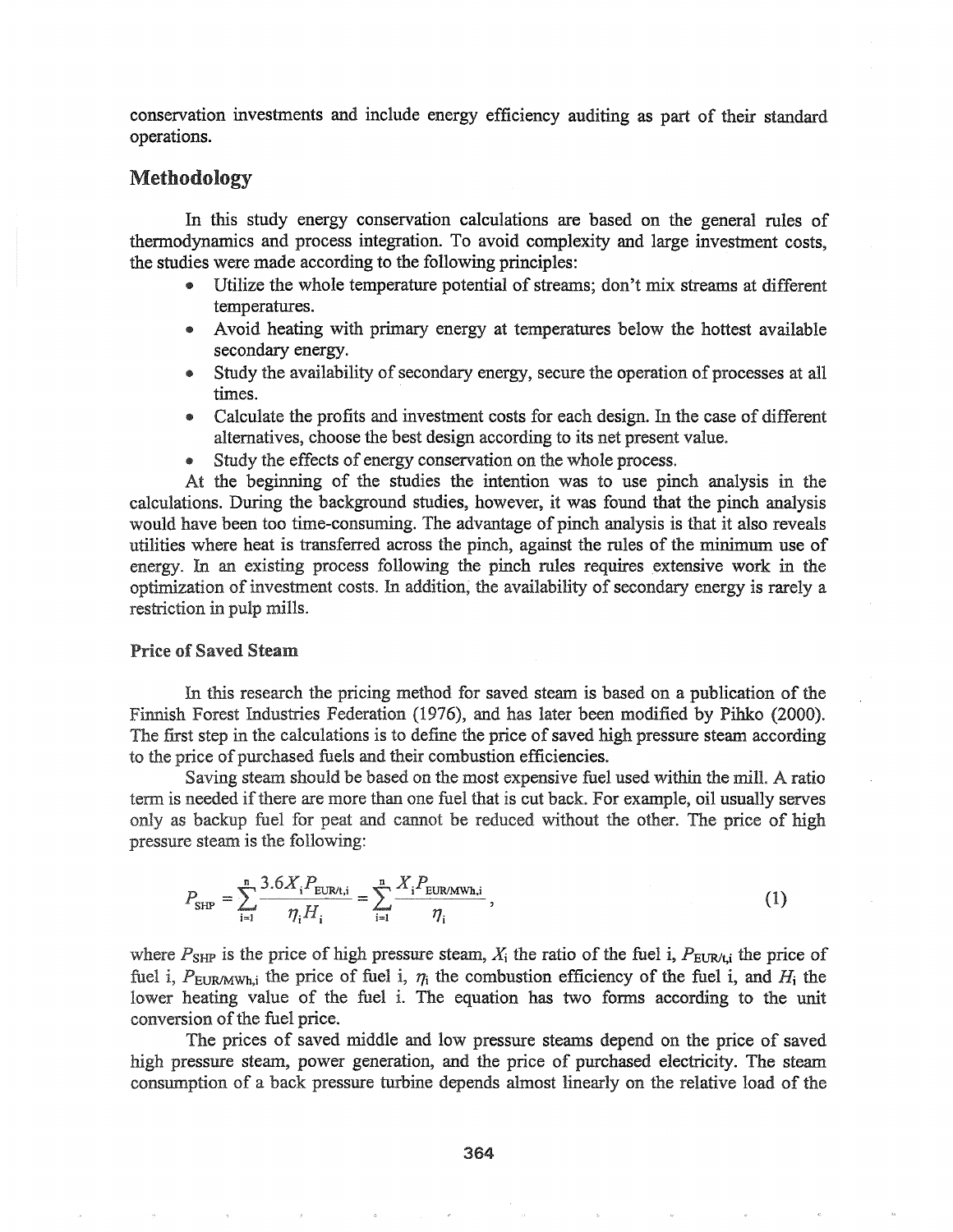conservation investments and include energy efficiency auditing as part of their standard operations.

## Methodology

In this study energy conservation calculations are based on the general rules of thermodynamics and process integration. To avoid complexity and large investment costs, the studies were made according to the following principles:

- Utilize the whole temperature potential of streams; don't mix streams at different temperatures.
- Avoid heating with primary energy at temperatures below the hottest available secondary energy.
- Study the availability of secondary energy, secure the operation of processes at all times.
- Calculate the profits and investment costs for each design. In the case of different alternatives, choose the best design according to its net present value.
- Study the effects of energy conservation on the whole process.

At the beginning of the studies the intention was to use pinch analysis in the calculations. During the background studies, however, it was found that the pinch analysis would have been too time-consuming. The advantage of pinch analysis is that it also reveals utilities where heat is transferred across the pinch, against the rules of the minimum use of energy. In an existing process following the pinch rules requires extensive work in the optimization of investment costs. In addition, the availability of secondary energy is rarely a restriction in pulp mills.

### Price of Saved Steam

In this research the pricing method for saved steam is based on a publication of the Finnish Forest Industries Federation (1976), and has later been modified by Pihko (2000). The first step in the calculations is to define the price of saved high pressure steam according to the price of purchased fuels and their combustion efficiencies.

Saving steam should be based on the most expensive fuel used within the mill. A ratio term is needed if there are more than one fuel that is cut back. For example, oil usually serves only as backup fuel for peat and cannot be reduced without the other. The price of high pressure steam is the following:

$$P_{\mathrm{SHP}} = \sum_{i=1}^{n} \frac{3.6 X_i P_{\mathrm{EUR/t},i}}{\eta_i H_i} = \sum_{i=1}^{n} \frac{X_i P_{\mathrm{EUR/MWh},i}}{\eta_i}, \tag{1}$$

where $P_{\mathrm{SHP}}$ is the price of high pressure steam, $X_i$ the ratio of the fuel i, $P_{\mathrm{EUR/t},i}$ the price of fuel i, $P_{\mathrm{EUR/MWh},i}$ the price of fuel i, $\eta_i$ the combustion efficiency of the fuel i, and $H_i$ the lower heating value of the fuel i. The equation has two forms according to the unit conversion of the fuel price.

The prices of saved middle and low pressure steams depend on the price of saved high pressure steam, power generation, and the price of purchased electricity. The steam consumption of a back pressure turbine depends almost linearly on the relative load of the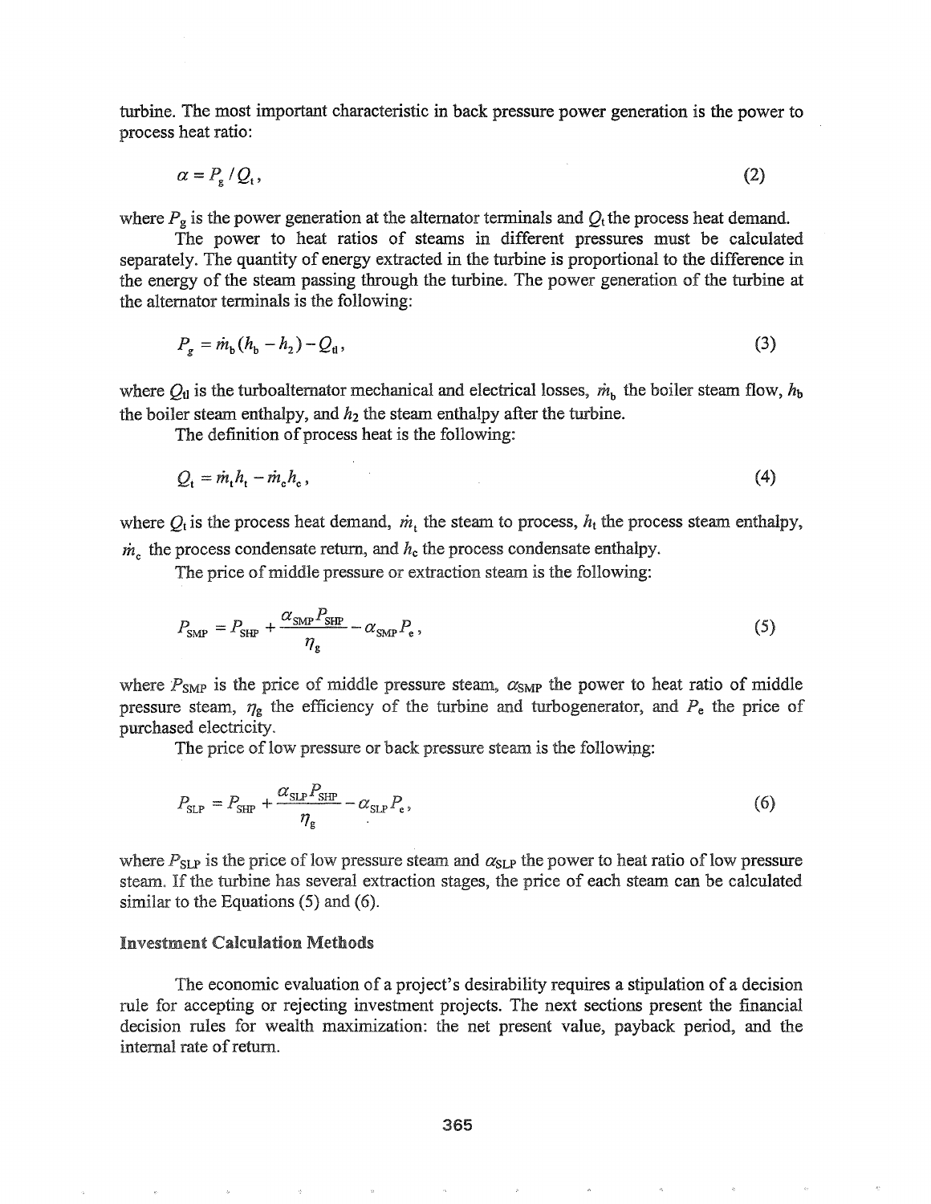turbine. The most important characteristic in back pressure power generation is the power to process heat ratio:

$$\alpha = P_g / Q_t, \tag{2}$$

where $P_g$ is the power generation at the alternator terminals and $Q_t$ the process heat demand.

The power to heat ratios of steams in different pressures must be calculated separately. The quantity of energy extracted in the turbine is proportional to the difference in the energy of the steam passing through the turbine. The power generation of the turbine at the alternator terminals is the following:

$$P_g = \dot{m}_b (h_b - h_2) - Q_{tl}, \tag{3}$$

where $Q_{tl}$ is the turboalternator mechanical and electrical losses, $\dot{m}_b$ the boiler steam flow, $h_b$ the boiler steam enthalpy, and $h_2$ the steam enthalpy after the turbine.

The definition of process heat is the following:

$$Q_t = \dot{m}_t h_t - \dot{m}_c h_c, \tag{4}$$

where $Q_t$ is the process heat demand, $\dot{m}_t$ the steam to process, $h_t$ the process steam enthalpy, $\dot{m}_c$ the process condensate return, and $h_c$ the process condensate enthalpy.

The price of middle pressure or extraction steam is the following:

$$P_{SMP} = P_{SHP} + \frac{\alpha_{SMP} P_{SHP}}{\eta_g} - \alpha_{SMP} P_e, \tag{5}$$

where $P_{SMP}$ is the price of middle pressure steam, $\alpha_{SMP}$ the power to heat ratio of middle pressure steam, $\eta_g$ the efficiency of the turbine and turbogenerator, and $P_e$ the price of purchased electricity.

The price of low pressure or back pressure steam is the following:

$$P_{SLP} = P_{SHP} + \frac{\alpha_{SLP} P_{SHP}}{\eta_g} - \alpha_{SLP} P_e, \tag{6}$$

where $P_{SLP}$ is the price of low pressure steam and $\alpha_{SLP}$ the power to heat ratio of low pressure steam. If the turbine has several extraction stages, the price of each steam can be calculated similar to the Equations (5) and (6).

## Investment Calculation Methods

The economic evaluation of a project's desirability requires a stipulation of a decision rule for accepting or rejecting investment projects. The next sections present the financial decision rules for wealth maximization: the net present value, payback period, and the internal rate of return.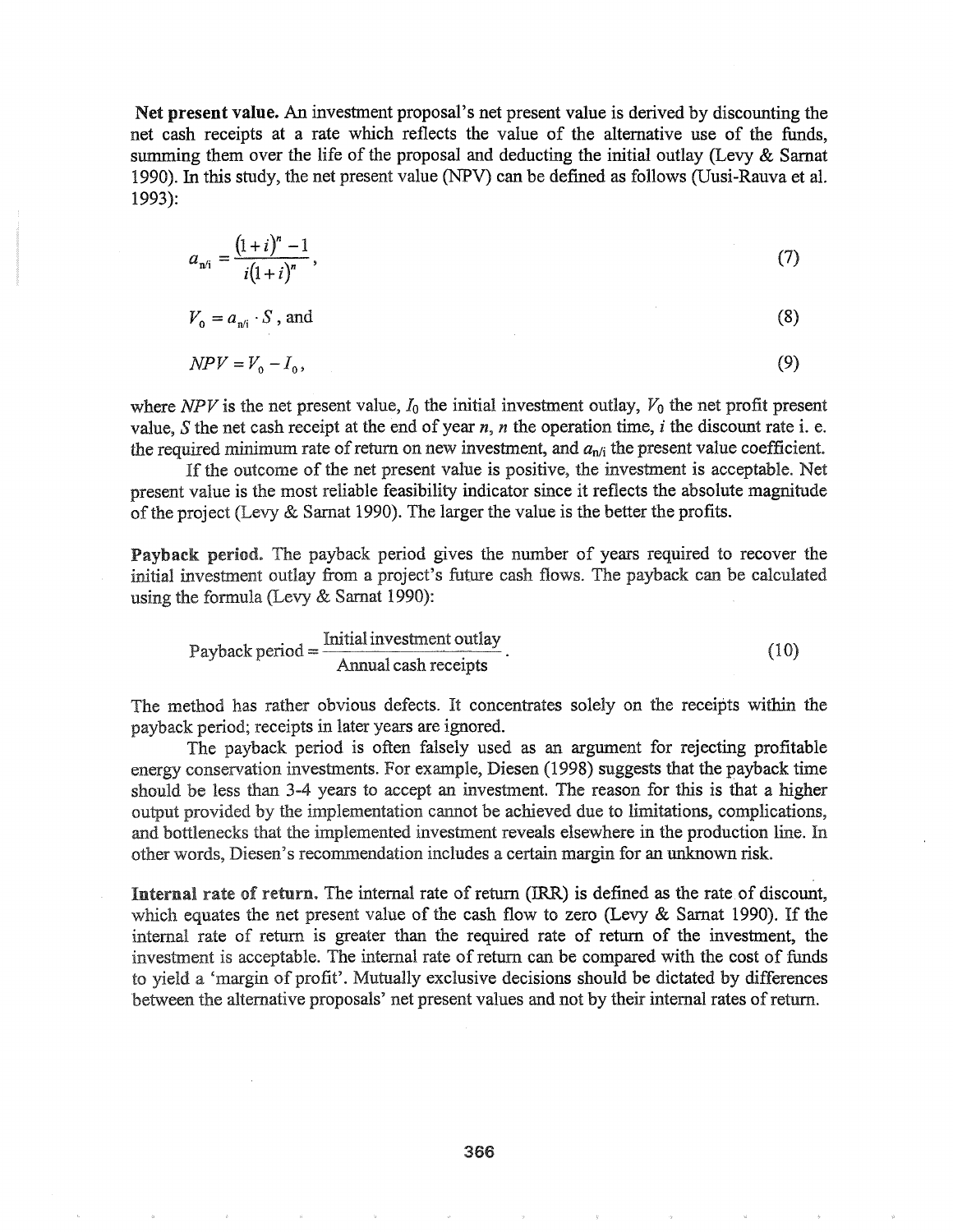**Net present value.** An investment proposal's net present value is derived by discounting the net cash receipts at a rate which reflects the value of the alternative use of the funds, summing them over the life of the proposal and deducting the initial outlay (Levy & Sarnat 1990). In this study, the net present value (NPV) can be defined as follows (Uusi-Rauva et al. 1993):

$$a_{n/i} = \frac{(1+i)^n - 1}{i(1+i)^n}, \tag{7}$$

$$V_0 = a_{n/i} \cdot S, \text{ and} \tag{8}$$

$$NPV = V_0 - I_0, \tag{9}$$

where $NPV$ is the net present value, $I_0$ the initial investment outlay, $V_0$ the net profit present value, $S$ the net cash receipt at the end of year $n$, $n$ the operation time, $i$ the discount rate i. e. the required minimum rate of return on new investment, and $a_{n/i}$ the present value coefficient.

If the outcome of the net present value is positive, the investment is acceptable. Net present value is the most reliable feasibility indicator since it reflects the absolute magnitude of the project (Levy & Sarnat 1990). The larger the value is the better the profits.

**Payback period.** The payback period gives the number of years required to recover the initial investment outlay from a project's future cash flows. The payback can be calculated using the formula (Levy & Sarnat 1990):

$$\text{Payback period} = \frac{\text{Initial investment outlay}}{\text{Annual cash receipts}}. \tag{10}$$

The method has rather obvious defects. It concentrates solely on the receipts within the payback period; receipts in later years are ignored.

The payback period is often falsely used as an argument for rejecting profitable energy conservation investments. For example, Diesen (1998) suggests that the payback time should be less than 3-4 years to accept an investment. The reason for this is that a higher output provided by the implementation cannot be achieved due to limitations, complications, and bottlenecks that the implemented investment reveals elsewhere in the production line. In other words, Diesen's recommendation includes a certain margin for an unknown risk.

**Internal rate of return.** The internal rate of return (IRR) is defined as the rate of discount, which equates the net present value of the cash flow to zero (Levy & Sarnat 1990). If the internal rate of return is greater than the required rate of return of the investment, the investment is acceptable. The internal rate of return can be compared with the cost of funds to yield a 'margin of profit'. Mutually exclusive decisions should be dictated by differences between the alternative proposals' net present values and not by their internal rates of return.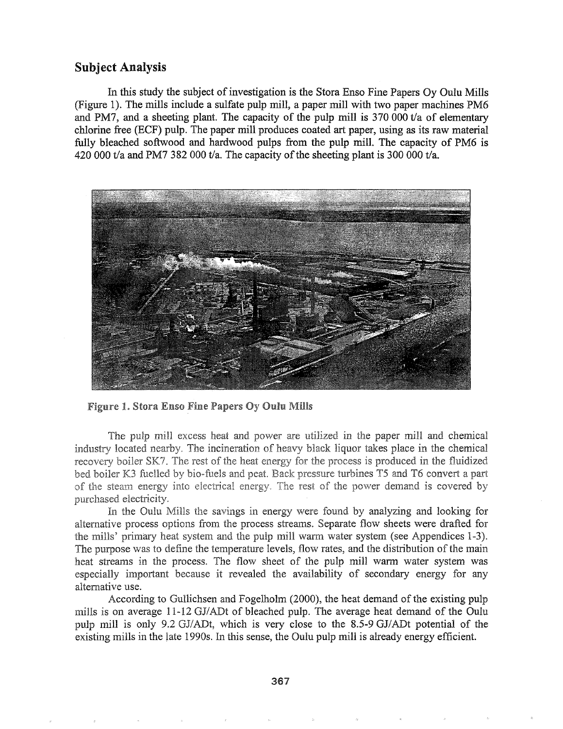## Subject Analysis

In this study the subject of investigation is the Stora Enso Fine Papers Oy Oulu Mills (Figure 1). The mills include a sulfate pulp mill, a paper mill with two paper machines PM6 and PM7, and a sheeting plant. The capacity of the pulp mill is 370 000 t/a of elementary chlorine free (ECF) pulp. The paper mill produces coated art paper, using as its raw material fully bleached softwood and hardwood pulps from the pulp mill. The capacity of PM6 is 420 000 t/a and PM7 382 000 t/a. The capacity of the sheeting plant is 300 000 t/a.

**Figure 1. Stora Enso Fine Papers Oy Oulu Mills**

The pulp mill excess heat and power are utilized in the paper mill and chemical industry located nearby. The incineration of heavy black liquor takes place in the chemical recovery boiler SK7. The rest of the heat energy for the process is produced in the fluidized bed boiler K3 fuelled by bio-fuels and peat. Back pressure turbines T5 and T6 convert a part of the steam energy into electrical energy. The rest of the power demand is covered by purchased electricity.

In the Oulu Mills the savings in energy were found by analyzing and looking for alternative process options from the process streams. Separate flow sheets were drafted for the mills' primary heat system and the pulp mill warm water system (see Appendices 1-3). The purpose was to define the temperature levels, flow rates, and the distribution of the main heat streams in the process. The flow sheet of the pulp mill warm water system was especially important because it revealed the availability of secondary energy for any alternative use.

According to Gullichsen and Fogelholm (2000), the heat demand of the existing pulp mills is on average 11-12 GJ/ADt of bleached pulp. The average heat demand of the Oulu pulp mill is only 9.2 GJ/ADt, which is very close to the 8.5-9 GJ/ADt potential of the existing mills in the late 1990s. In this sense, the Oulu pulp mill is already energy efficient.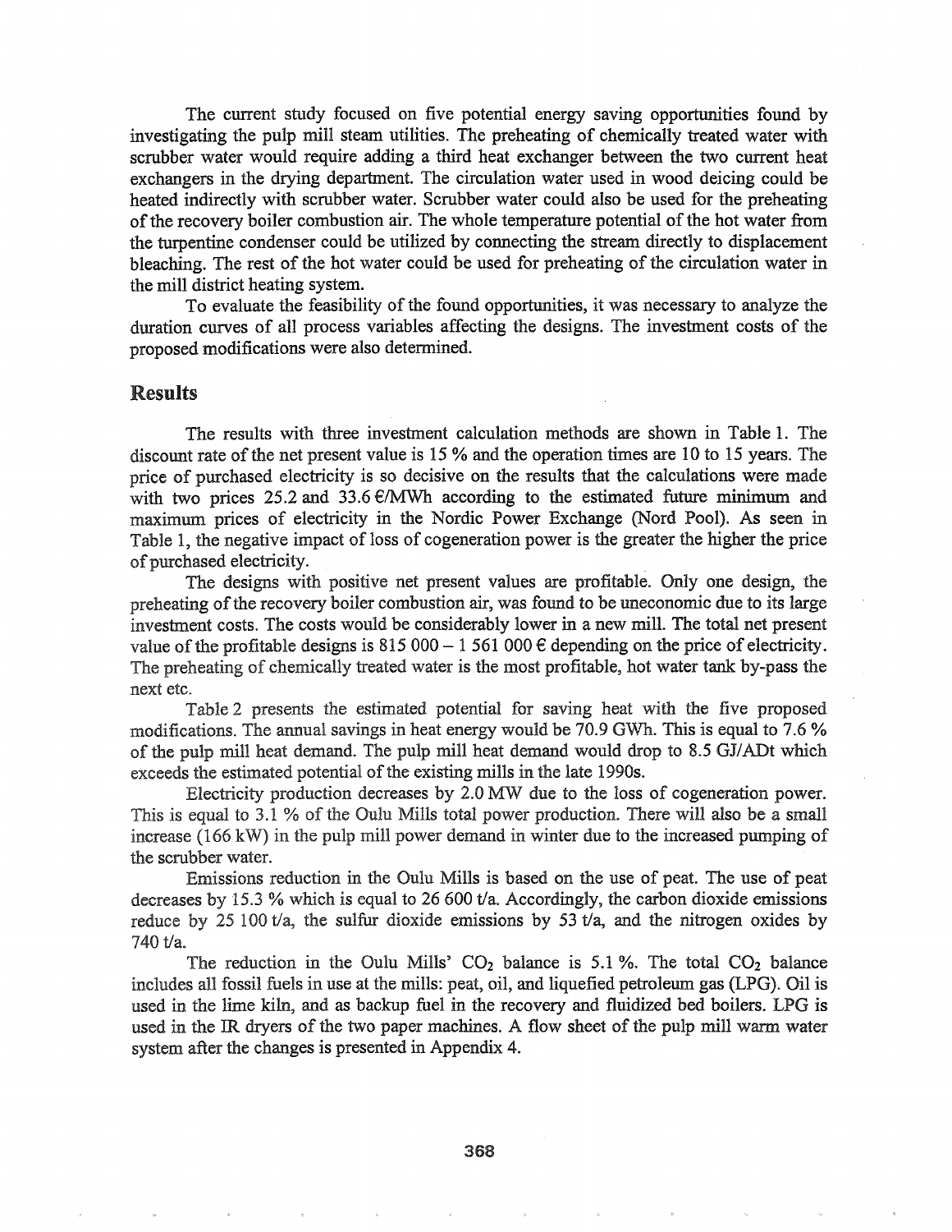The current study focused on five potential energy saving opportunities found by investigating the pulp mill steam utilities. The preheating of chemically treated water with scrubber water would require adding a third heat exchanger between the two current heat exchangers in the drying department. The circulation water used in wood deicing could be heated indirectly with scrubber water. Scrubber water could also be used for the preheating of the recovery boiler combustion air. The whole temperature potential of the hot water from the turpentine condenser could be utilized by connecting the stream directly to displacement bleaching. The rest of the hot water could be used for preheating of the circulation water in the mill district heating system.

To evaluate the feasibility of the found opportunities, it was necessary to analyze the duration curves of all process variables affecting the designs. The investment costs of the proposed modifications were also determined.

## Results

The results with three investment calculation methods are shown in Table 1. The discount rate of the net present value is 15 % and the operation times are 10 to 15 years. The price of purchased electricity is so decisive on the results that the calculations were made with two prices 25.2 and 33.6 €/MWh according to the estimated future minimum and maximum prices of electricity in the Nordic Power Exchange (Nord Pool). As seen in Table 1, the negative impact of loss of cogeneration power is the greater the higher the price of purchased electricity.

The designs with positive net present values are profitable. Only one design, the preheating of the recovery boiler combustion air, was found to be uneconomic due to its large investment costs. The costs would be considerably lower in a new mill. The total net present value of the profitable designs is 815 000 – 1 561 000 € depending on the price of electricity. The preheating of chemically treated water is the most profitable, hot water tank by-pass the next etc.

Table 2 presents the estimated potential for saving heat with the five proposed modifications. The annual savings in heat energy would be 70.9 GWh. This is equal to 7.6 % of the pulp mill heat demand. The pulp mill heat demand would drop to 8.5 GJ/ADt which exceeds the estimated potential of the existing mills in the late 1990s.

Electricity production decreases by 2.0 MW due to the loss of cogeneration power. This is equal to 3.1 % of the Oulu Mills total power production. There will also be a small increase (166 kW) in the pulp mill power demand in winter due to the increased pumping of the scrubber water.

Emissions reduction in the Oulu Mills is based on the use of peat. The use of peat decreases by 15.3 % which is equal to 26 600 t/a. Accordingly, the carbon dioxide emissions reduce by 25 100 t/a, the sulfur dioxide emissions by 53 t/a, and the nitrogen oxides by 740 t/a.

The reduction in the Oulu Mills' $CO_2$ balance is 5.1 %. The total $CO_2$ balance includes all fossil fuels in use at the mills: peat, oil, and liquefied petroleum gas (LPG). Oil is used in the lime kiln, and as backup fuel in the recovery and fluidized bed boilers. LPG is used in the IR dryers of the two paper machines. A flow sheet of the pulp mill warm water system after the changes is presented in Appendix 4.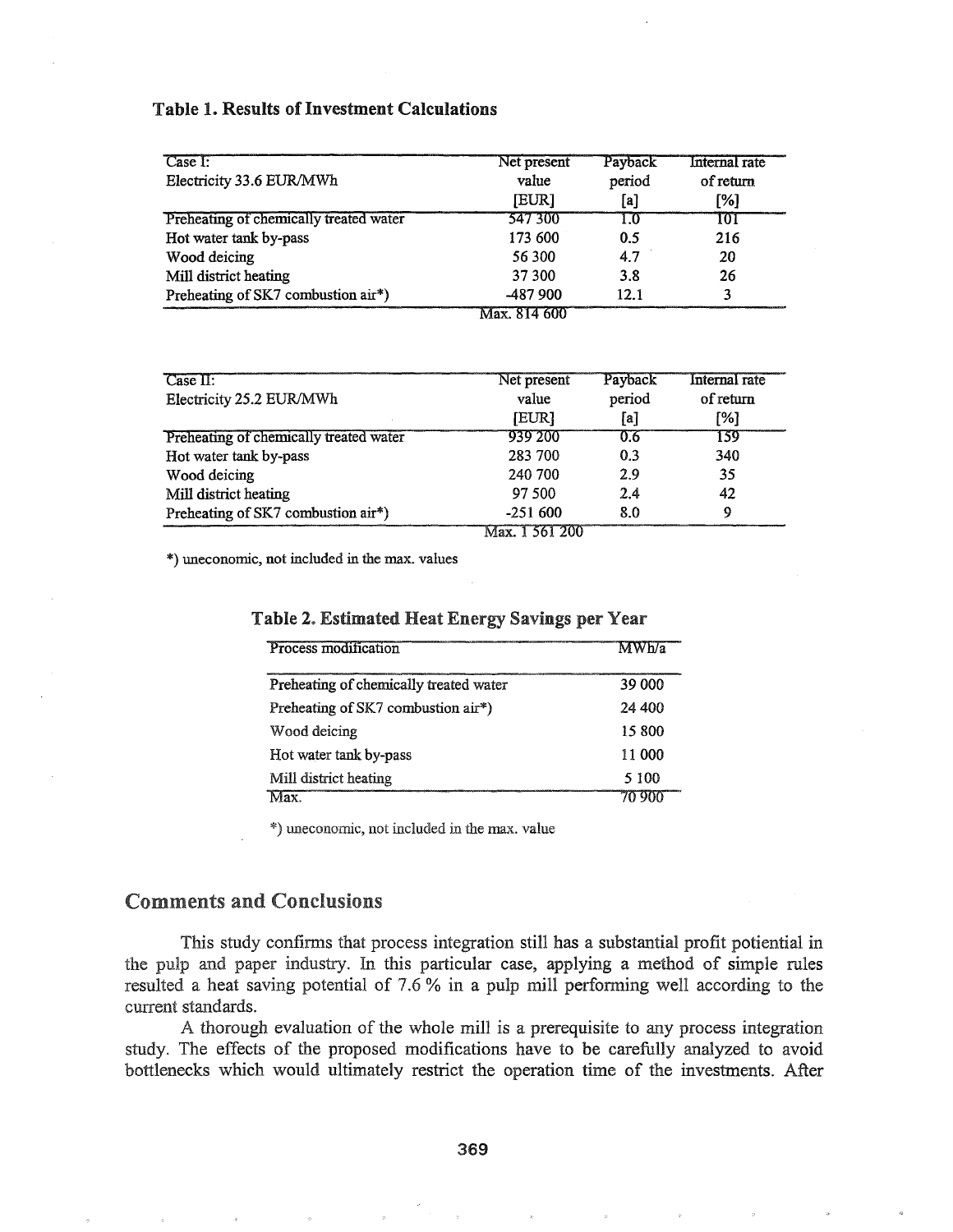**Table 1. Results of Investment Calculations**

| Case I: Electricity 33.6 EUR/MWh | Net present value [EUR] | Payback period [a] | Internal rate of return [%] |
|---|---|---|---|
| Preheating of chemically treated water | 547 300 | 1.0 | 101 |
| Hot water tank by-pass | 173 600 | 0.5 | 216 |
| Wood deicing | 56 300 | 4.7 | 20 |
| Mill district heating | 37 300 | 3.8 | 26 |
| Preheating of SK7 combustion air*) | -487 900 | 12.1 | 3 |
| | Max. 814 600 | | |

| Case II: Electricity 25.2 EUR/MWh | Net present value [EUR] | Payback period [a] | Internal rate of return [%] |
|---|---|---|---|
| Preheating of chemically treated water | 939 200 | 0.6 | 159 |
| Hot water tank by-pass | 283 700 | 0.3 | 340 |
| Wood deicing | 240 700 | 2.9 | 35 |
| Mill district heating | 97 500 | 2.4 | 42 |
| Preheating of SK7 combustion air*) | -251 600 | 8.0 | 9 |
| | Max. 1 561 200 | | |

*) uneconomic, not included in the max. values

**Table 2. Estimated Heat Energy Savings per Year**

| Process modification | MWh/a |
|---|---|
| Preheating of chemically treated water | 39 000 |
| Preheating of SK7 combustion air*) | 24 400 |
| Wood deicing | 15 800 |
| Hot water tank by-pass | 11 000 |
| Mill district heating | 5 100 |
| Max. | 70 900 |

*) uneconomic, not included in the max. value

## Comments and Conclusions

This study confirms that process integration still has a substantial profit potiential in the pulp and paper industry. In this particular case, applying a method of simple rules resulted a heat saving potential of 7.6 % in a pulp mill performing well according to the current standards.

A thorough evaluation of the whole mill is a prerequisite to any process integration study. The effects of the proposed modifications have to be carefully analyzed to avoid bottlenecks which would ultimately restrict the operation time of the investments. After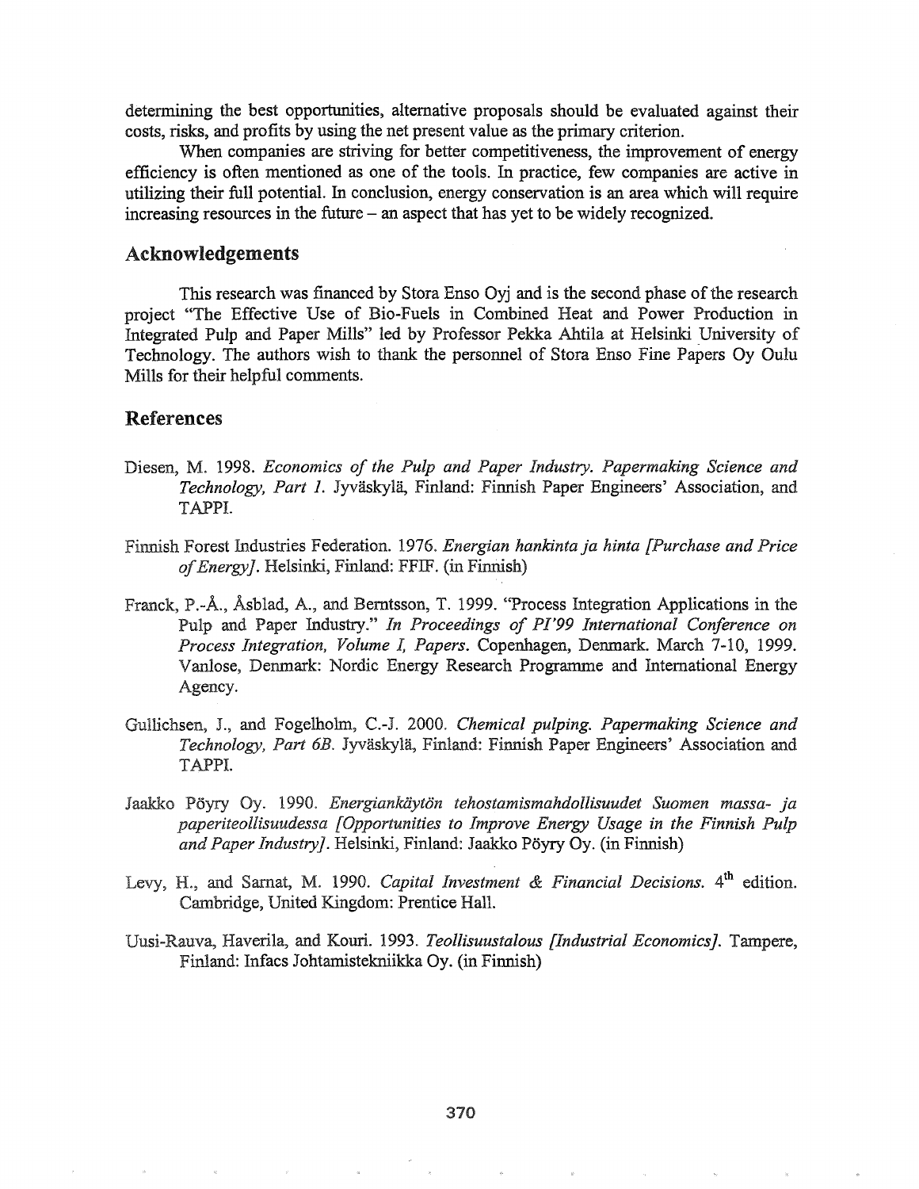determining the best opportunities, alternative proposals should be evaluated against their costs, risks, and profits by using the net present value as the primary criterion.

When companies are striving for better competitiveness, the improvement of energy efficiency is often mentioned as one of the tools. In practice, few companies are active in utilizing their full potential. In conclusion, energy conservation is an area which will require increasing resources in the future – an aspect that has yet to be widely recognized.

## Acknowledgements

This research was financed by Stora Enso Oyj and is the second phase of the research project "The Effective Use of Bio-Fuels in Combined Heat and Power Production in Integrated Pulp and Paper Mills" led by Professor Pekka Ahtila at Helsinki University of Technology. The authors wish to thank the personnel of Stora Enso Fine Papers Oy Oulu Mills for their helpful comments.

## References

Diesen, M. 1998. *Economics of the Pulp and Paper Industry. Papermaking Science and Technology, Part 1.* Jyväskylä, Finland: Finnish Paper Engineers' Association, and TAPPI.

Finnish Forest Industries Federation. 1976. *Energian hankinta ja hinta [Purchase and Price of Energy].* Helsinki, Finland: FFIF. (in Finnish)

Franck, P.-Å., Åsblad, A., and Berntsson, T. 1999. "Process Integration Applications in the Pulp and Paper Industry." *In Proceedings of PI'99 International Conference on Process Integration, Volume I, Papers.* Copenhagen, Denmark. March 7-10, 1999. Vanlose, Denmark: Nordic Energy Research Programme and International Energy Agency.

Gullichsen, J., and Fogelholm, C.-J. 2000. *Chemical pulping. Papermaking Science and Technology, Part 6B.* Jyväskylä, Finland: Finnish Paper Engineers' Association and TAPPI.

Jaakko Pöyry Oy. 1990. *Energiankäytön tehostamismahdollisuudet Suomen massa- ja paperiteollisuudessa [Opportunities to Improve Energy Usage in the Finnish Pulp and Paper Industry].* Helsinki, Finland: Jaakko Pöyry Oy. (in Finnish)

Levy, H., and Sarnat, M. 1990. *Capital Investment & Financial Decisions.* 4th edition. Cambridge, United Kingdom: Prentice Hall.

Uusi-Rauva, Haverila, and Kouri. 1993. *Teollisuustalous [Industrial Economics].* Tampere, Finland: Infacs Johtamistekniikka Oy. (in Finnish)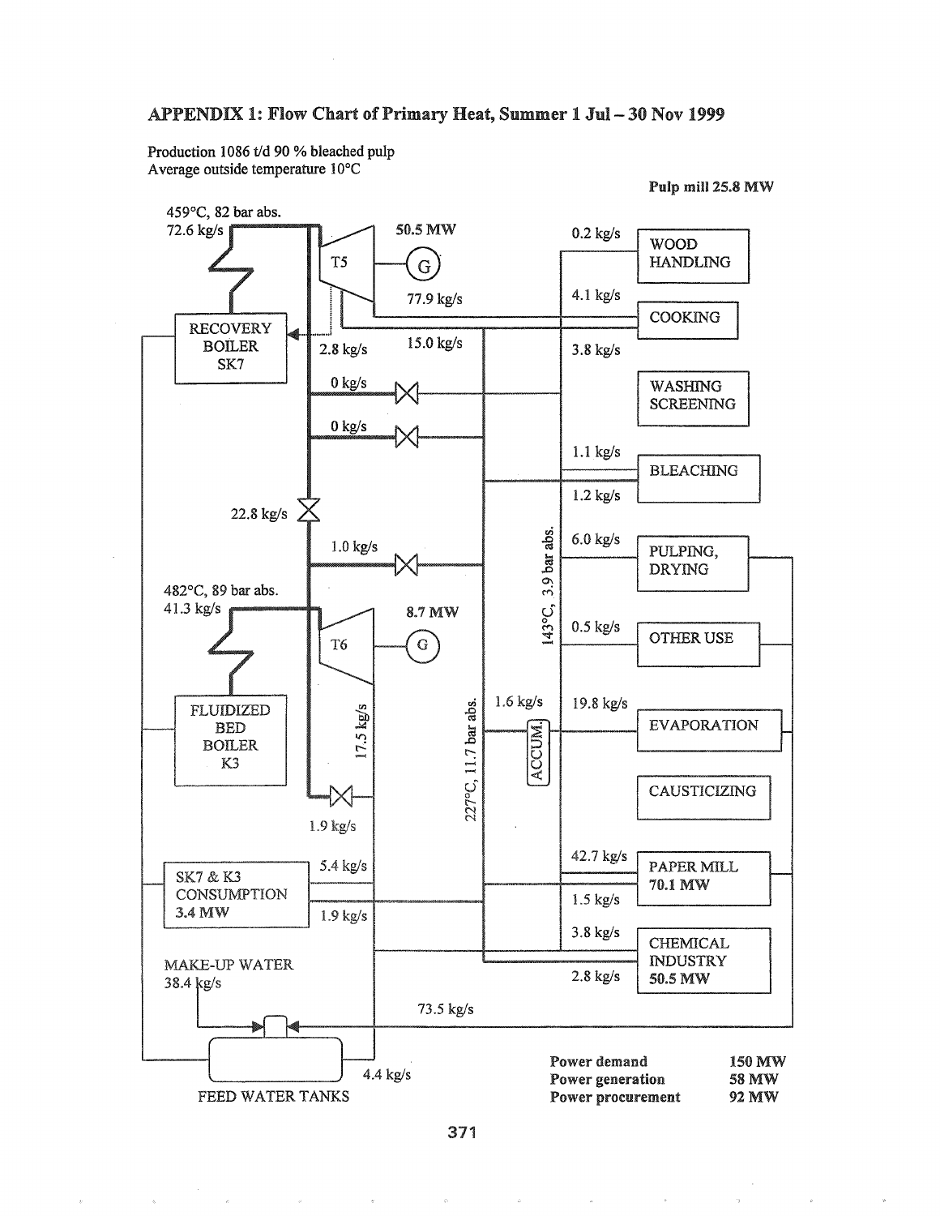## APPENDIX 1: Flow Chart of Primary Heat, Summer 1 Jul – 30 Nov 1999

Production 1086 t/d 90 % bleached pulp
Average outside temperature 10°C

Pulp mill 25.8 MW

459°C, 82 bar abs.
72.6 kg/s

50.5 MW

T5

G

77.9 kg/s

RECOVERY BOILER SK7

2.8 kg/s

15.0 kg/s

0 kg/s

0 kg/s

22.8 kg/s

1.0 kg/s

482°C, 89 bar abs.
41.3 kg/s

8.7 MW

T6

G

FLUIDIZED BED BOILER K3

17.5 kg/s

227°C, 11.7 bar abs.

143°C, 3.9 bar abs.

1.6 kg/s

ACCUM.

1.9 kg/s

SK7 & K3 CONSUMPTION 3.4 MW

5.4 kg/s

1.9 kg/s

MAKE-UP WATER
38.4 kg/s

73.5 kg/s

4.4 kg/s

FEED WATER TANKS

0.2 kg/s — WOOD HANDLING

4.1 kg/s — COOKING

3.8 kg/s — WASHING SCREENING

1.1 kg/s, 1.2 kg/s — BLEACHING

6.0 kg/s — PULPING, DRYING

0.5 kg/s — OTHER USE

19.8 kg/s — EVAPORATION

CAUSTICIZING

42.7 kg/s, 1.5 kg/s — PAPER MILL 70.1 MW

3.8 kg/s, 2.8 kg/s — CHEMICAL INDUSTRY 50.5 MW

| | |
|---|---|
| **Power demand** | **150 MW** |
| **Power generation** | **58 MW** |
| **Power procurement** | **92 MW** |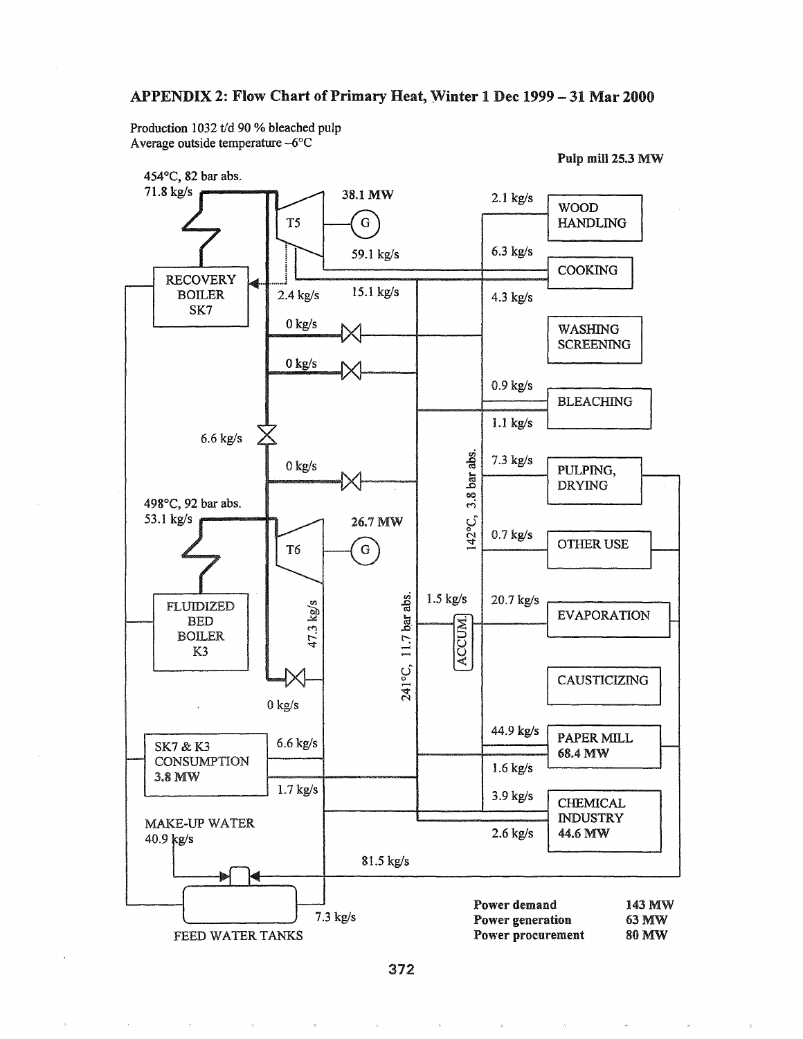## APPENDIX 2: Flow Chart of Primary Heat, Winter 1 Dec 1999 – 31 Mar 2000

Production 1032 t/d 90 % bleached pulp

Average outside temperature –6°C

**Pulp mill 25.3 MW**

454°C, 82 bar abs.
71.8 kg/s

RECOVERY BOILER SK7

T5 — 38.1 MW (G)

59.1 kg/s

2.4 kg/s

15.1 kg/s

0 kg/s

0 kg/s

6.6 kg/s

0 kg/s

498°C, 92 bar abs.
53.1 kg/s

FLUIDIZED BED BOILER K3

T6 — 26.7 MW (G)

47.3 kg/s

0 kg/s

241°C, 11.7 bar abs.

142°C, 3.8 bar abs.

1.5 kg/s — ACCUM

2.1 kg/s — WOOD HANDLING

6.3 kg/s — COOKING

4.3 kg/s — WASHING SCREENING

0.9 kg/s — BLEACHING

1.1 kg/s

7.3 kg/s — PULPING, DRYING

0.7 kg/s — OTHER USE

20.7 kg/s — EVAPORATION

CAUSTICIZING

44.9 kg/s — **PAPER MILL 68.4 MW**

1.6 kg/s

3.9 kg/s — **CHEMICAL INDUSTRY 44.6 MW**

2.6 kg/s

SK7 & K3 CONSUMPTION 3.8 MW — 6.6 kg/s, 1.7 kg/s

MAKE-UP WATER 40.9 kg/s

81.5 kg/s

FEED WATER TANKS — 7.3 kg/s

| | |
|---|---|
| **Power demand** | **143 MW** |
| **Power generation** | **63 MW** |
| **Power procurement** | **80 MW** |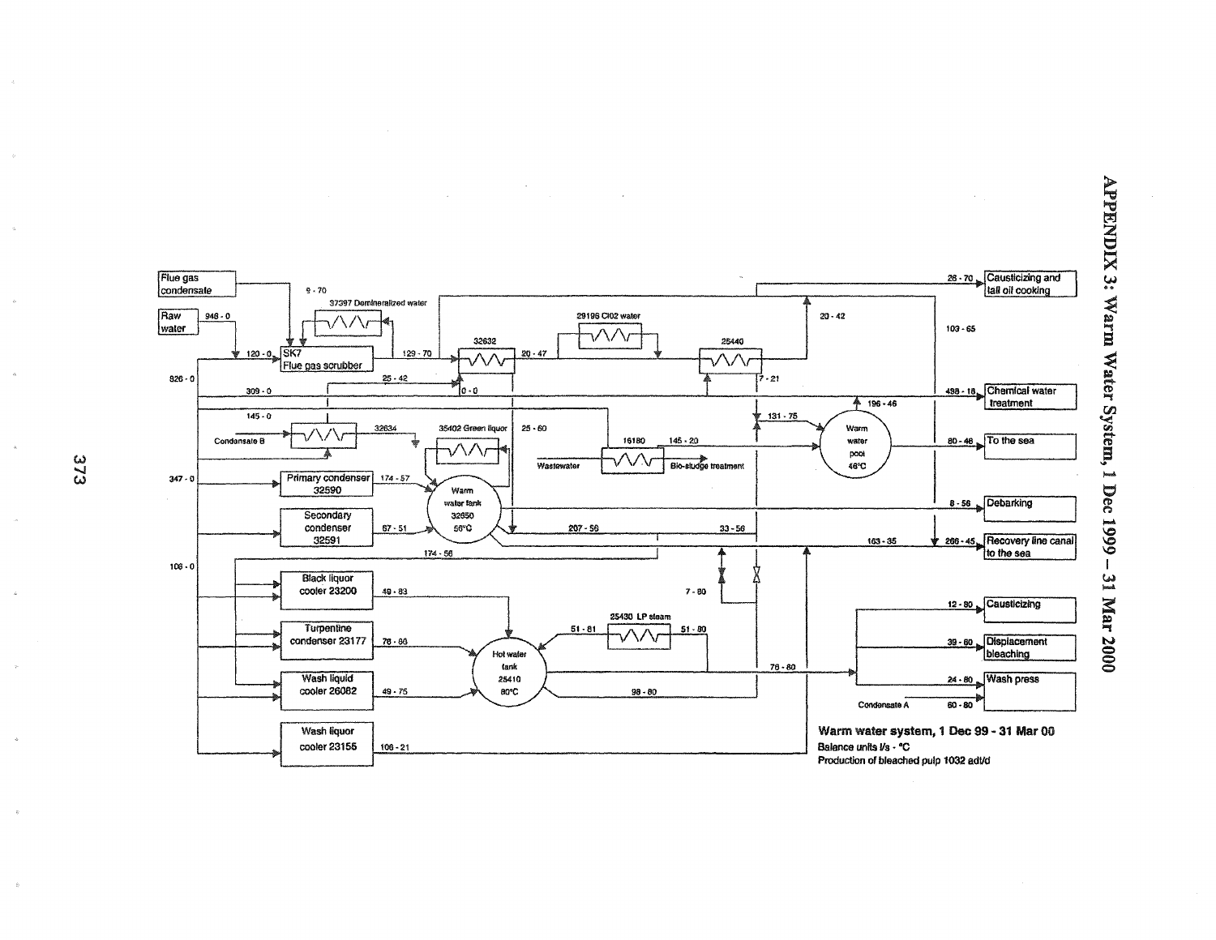# APPENDIX 3: Warm Water System, 1 Dec 1999 – 31 Mar 2000

Flue gas condensate

Raw water

948 - 0

9 - 70

37397 Demineralized water

120 - 0

SK7 Flue gas scrubber

129 - 70

32632

20 - 47

29196 ClO2 water

25440

20 - 42

26 - 70

Causticizing and tall oil cooking

103 - 65

826 - 0

25 - 42

309 - 0

0 - 0

7 - 21

498 - 18

Chemical water treatment

196 - 46

145 - 0

131 - 75

Condensate B

32634

35402 Green liquor

25 - 60

16180

145 - 20

Warm water pool 46°C

80 - 46

To the sea

Wastewater

Bio-sludge treatment

347 - 0

Primary condenser 32590

174 - 57

Warm water tank 32650 56°C

8 - 56

Debarking

Secondary condenser 32591

67 - 51

207 - 56

33 - 56

163 - 35

266 - 45

Recovery line canal to the sea

174 - 56

108 - 0

Black liquor cooler 23200

49 - 83

7 - 80

12 - 80

Causticizing

Turpentine condenser 23177

76 - 86

25430 LP steam

51 - 81

51 - 80

Hot water tank 25410 80°C

39 - 80

Displacement bleaching

76 - 80

Wash liquid cooler 26082

49 - 75

98 - 80

24 - 80

Wash press

Condensate A

60 - 80

Wash liquor cooler 23155

106 - 21

**Warm water system, 1 Dec 99 - 31 Mar 00**

Balance units l/s - °C

Production of bleached pulp 1032 adt/d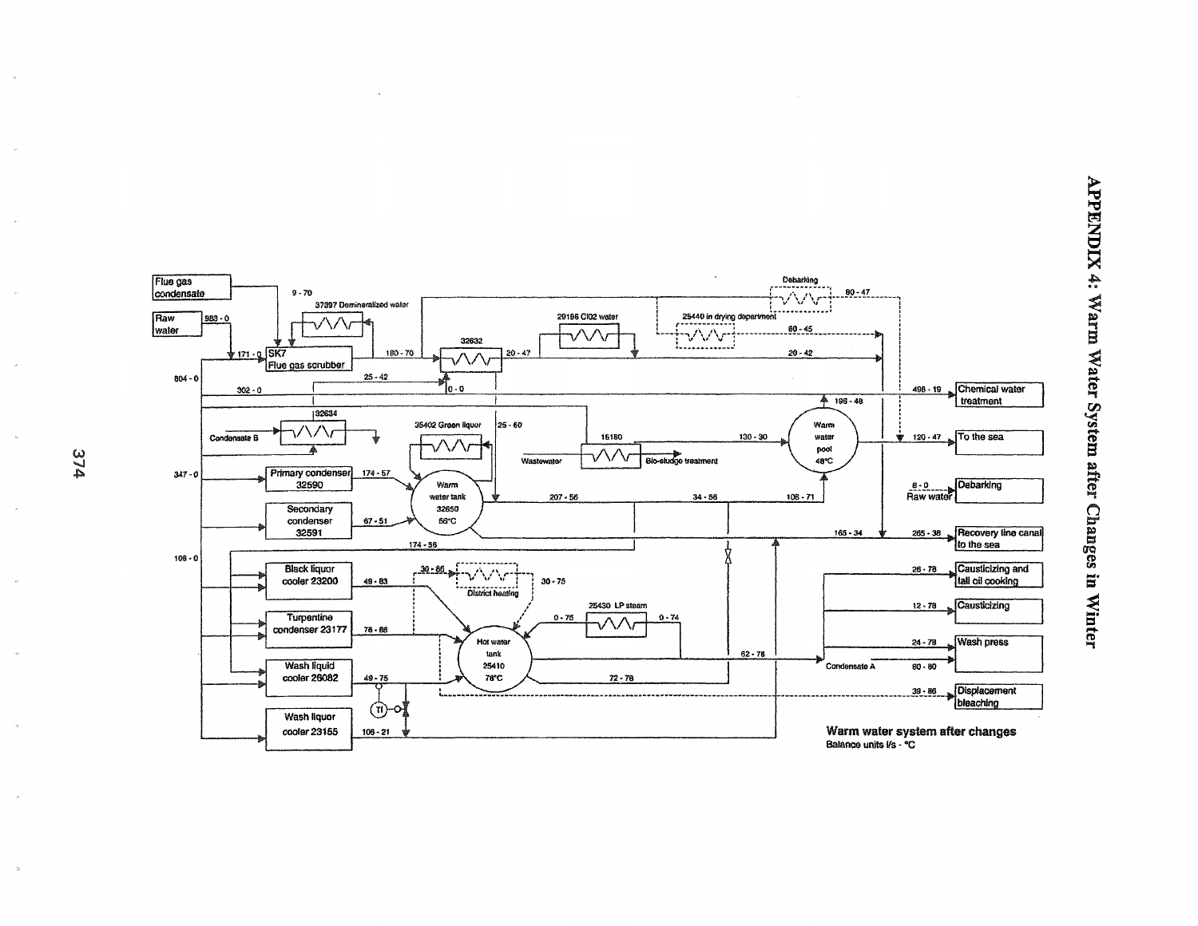# APPENDIX 4: Warm Water System after Changes in Winter

Flue gas condensate

Raw water

983 - 0

171 - 0

SK7 Flue gas scrubber

9 - 70

37397 Demineralized water

180 - 70

32632

20 - 47

29196 ClO2 water

25440 in drying department

Debarking

80 - 47

80 - 45

20 - 42

25 - 42

0 - 0

804 - 0

302 - 0

498 - 19

Chemical water treatment

198 - 48

32634

Condensate B

35402 Green liquor

25 - 60

15180

Wastewater

Bio-sludge treatment

130 - 30

Warm water pool 48°C

120 - 47

To the sea

347 - 0

Primary condenser 32590

174 - 57

Warm water tank 32650 56°C

207 - 56

34 - 56

106 - 71

8 - 0

Raw water

Debarking

Secondary condenser 32591

67 - 51

165 - 34

265 - 38

Recovery line canal to the sea

174 - 56

108 - 0

Black liquor cooler 23200

49 - 83

30 - 86

District heating

30 - 75

26 - 78

Causticizing and tall oil cooking

25430 LP steam

0 - 75

0 - 74

12 - 78

Causticizing

Turpentine condenser 23177

78 - 86

Hot water tank 25410 78°C

62 - 78

24 - 78

Wash press

Condensate A

60 - 80

Wash liquid cooler 26082

49 - 75

72 - 78

39 - 86

Displacement bleaching

TI

Wash liquor cooler 23155

108 - 21

**Warm water system after changes**

Balance units l/s - °C